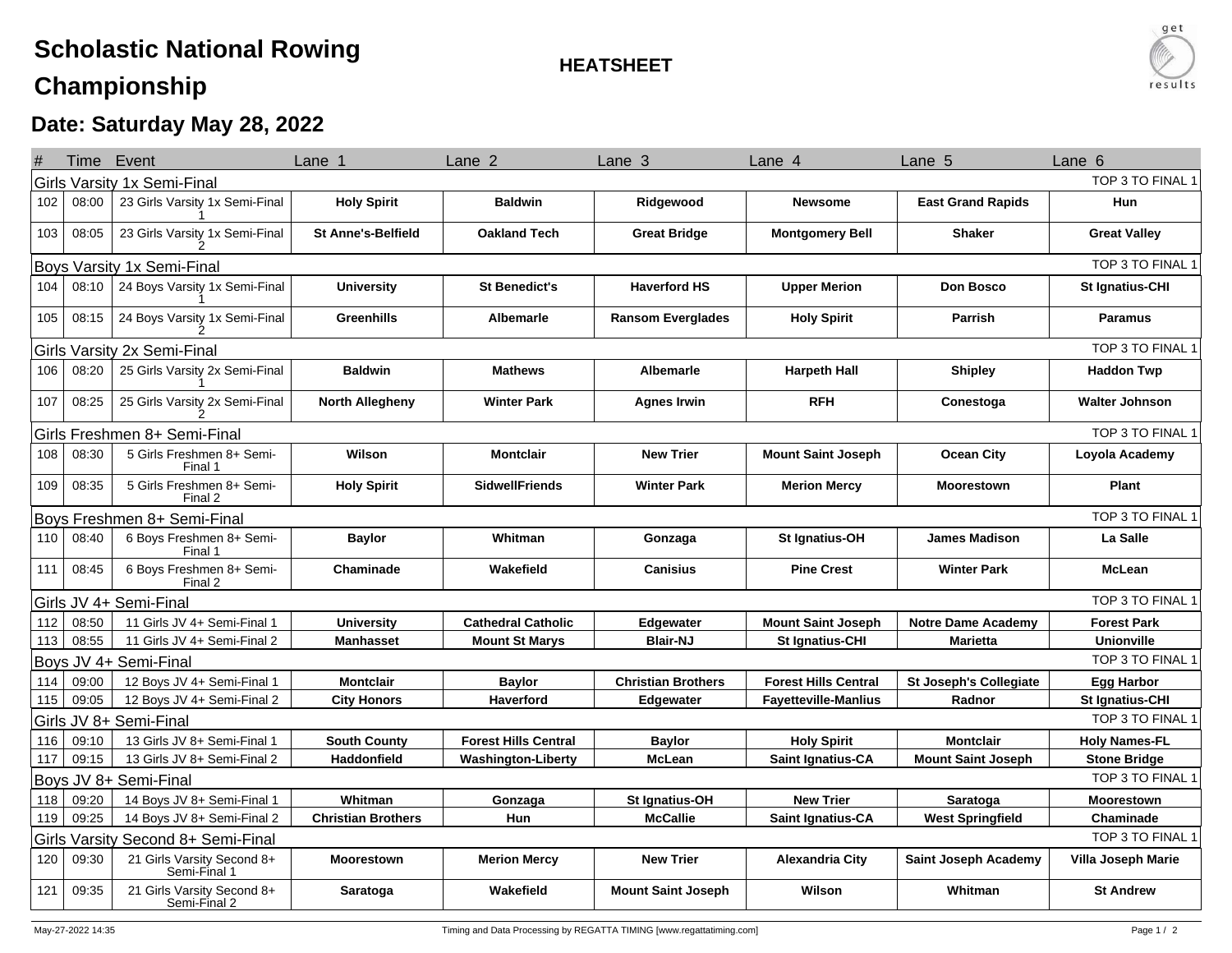# Scholastic National Rowing Championship

## HEATSHEET

## Date: Saturday May 28, 2022

| # | Time | Event | Lane 1 | Lane 2 | Lane 3 | Lane 4 | Lane 5 | Lane 6 |
|---|---|---|---|---|---|---|---|---|
| **Girls Varsity 1x Semi-Final** | | | | | | | | TOP 3 TO FINAL 1 |
| 102 | 08:00 | 23 Girls Varsity 1x Semi-Final 1 | **Holy Spirit** | **Baldwin** | **Ridgewood** | **Newsome** | **East Grand Rapids** | **Hun** |
| 103 | 08:05 | 23 Girls Varsity 1x Semi-Final 2 | **St Anne's-Belfield** | **Oakland Tech** | **Great Bridge** | **Montgomery Bell** | **Shaker** | **Great Valley** |
| **Boys Varsity 1x Semi-Final** | | | | | | | | TOP 3 TO FINAL 1 |
| 104 | 08:10 | 24 Boys Varsity 1x Semi-Final 1 | **University** | **St Benedict's** | **Haverford HS** | **Upper Merion** | **Don Bosco** | **St Ignatius-CHI** |
| 105 | 08:15 | 24 Boys Varsity 1x Semi-Final 2 | **Greenhills** | **Albemarle** | **Ransom Everglades** | **Holy Spirit** | **Parrish** | **Paramus** |
| **Girls Varsity 2x Semi-Final** | | | | | | | | TOP 3 TO FINAL 1 |
| 106 | 08:20 | 25 Girls Varsity 2x Semi-Final 1 | **Baldwin** | **Mathews** | **Albemarle** | **Harpeth Hall** | **Shipley** | **Haddon Twp** |
| 107 | 08:25 | 25 Girls Varsity 2x Semi-Final 2 | **North Allegheny** | **Winter Park** | **Agnes Irwin** | **RFH** | **Conestoga** | **Walter Johnson** |
| **Girls Freshmen 8+ Semi-Final** | | | | | | | | TOP 3 TO FINAL 1 |
| 108 | 08:30 | 5 Girls Freshmen 8+ Semi-Final 1 | **Wilson** | **Montclair** | **New Trier** | **Mount Saint Joseph** | **Ocean City** | **Loyola Academy** |
| 109 | 08:35 | 5 Girls Freshmen 8+ Semi-Final 2 | **Holy Spirit** | **SidwellFriends** | **Winter Park** | **Merion Mercy** | **Moorestown** | **Plant** |
| **Boys Freshmen 8+ Semi-Final** | | | | | | | | TOP 3 TO FINAL 1 |
| 110 | 08:40 | 6 Boys Freshmen 8+ Semi-Final 1 | **Baylor** | **Whitman** | **Gonzaga** | **St Ignatius-OH** | **James Madison** | **La Salle** |
| 111 | 08:45 | 6 Boys Freshmen 8+ Semi-Final 2 | **Chaminade** | **Wakefield** | **Canisius** | **Pine Crest** | **Winter Park** | **McLean** |
| **Girls JV 4+ Semi-Final** | | | | | | | | TOP 3 TO FINAL 1 |
| 112 | 08:50 | 11 Girls JV 4+ Semi-Final 1 | **University** | **Cathedral Catholic** | **Edgewater** | **Mount Saint Joseph** | **Notre Dame Academy** | **Forest Park** |
| 113 | 08:55 | 11 Girls JV 4+ Semi-Final 2 | **Manhasset** | **Mount St Marys** | **Blair-NJ** | **St Ignatius-CHI** | **Marietta** | **Unionville** |
| **Boys JV 4+ Semi-Final** | | | | | | | | TOP 3 TO FINAL 1 |
| 114 | 09:00 | 12 Boys JV 4+ Semi-Final 1 | **Montclair** | **Baylor** | **Christian Brothers** | **Forest Hills Central** | **St Joseph's Collegiate** | **Egg Harbor** |
| 115 | 09:05 | 12 Boys JV 4+ Semi-Final 2 | **City Honors** | **Haverford** | **Edgewater** | **Fayetteville-Manlius** | **Radnor** | **St Ignatius-CHI** |
| **Girls JV 8+ Semi-Final** | | | | | | | | TOP 3 TO FINAL 1 |
| 116 | 09:10 | 13 Girls JV 8+ Semi-Final 1 | **South County** | **Forest Hills Central** | **Baylor** | **Holy Spirit** | **Montclair** | **Holy Names-FL** |
| 117 | 09:15 | 13 Girls JV 8+ Semi-Final 2 | **Haddonfield** | **Washington-Liberty** | **McLean** | **Saint Ignatius-CA** | **Mount Saint Joseph** | **Stone Bridge** |
| **Boys JV 8+ Semi-Final** | | | | | | | | TOP 3 TO FINAL 1 |
| 118 | 09:20 | 14 Boys JV 8+ Semi-Final 1 | **Whitman** | **Gonzaga** | **St Ignatius-OH** | **New Trier** | **Saratoga** | **Moorestown** |
| 119 | 09:25 | 14 Boys JV 8+ Semi-Final 2 | **Christian Brothers** | **Hun** | **McCallie** | **Saint Ignatius-CA** | **West Springfield** | **Chaminade** |
| **Girls Varsity Second 8+ Semi-Final** | | | | | | | | TOP 3 TO FINAL 1 |
| 120 | 09:30 | 21 Girls Varsity Second 8+ Semi-Final 1 | **Moorestown** | **Merion Mercy** | **New Trier** | **Alexandria City** | **Saint Joseph Academy** | **Villa Joseph Marie** |
| 121 | 09:35 | 21 Girls Varsity Second 8+ Semi-Final 2 | **Saratoga** | **Wakefield** | **Mount Saint Joseph** | **Wilson** | **Whitman** | **St Andrew** |

May-27-2022 14:35 — Timing and Data Processing by REGATTA TIMING [www.regattatiming.com]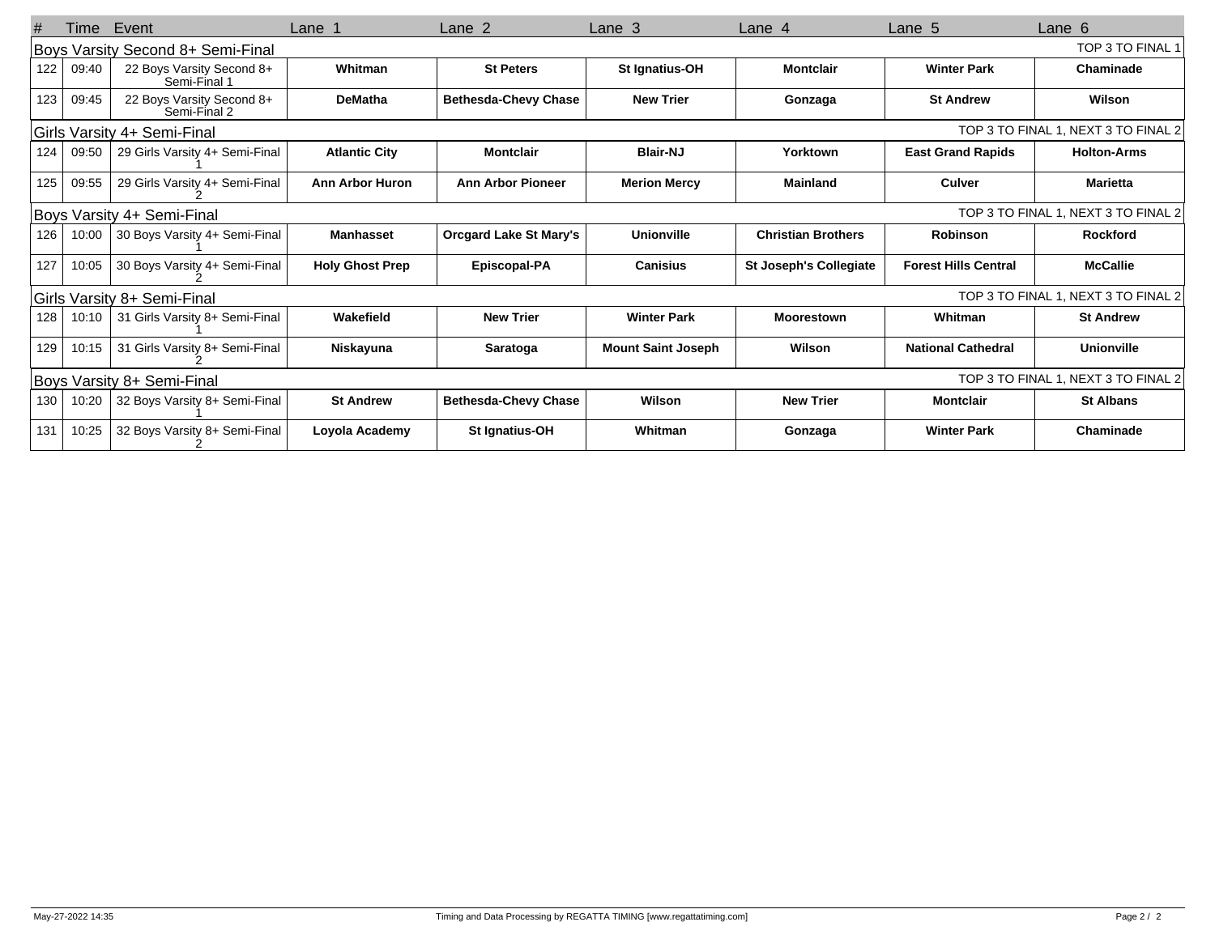| # | Time | Event | Lane 1 | Lane 2 | Lane 3 | Lane 4 | Lane 5 | Lane 6 |
|---|---|---|---|---|---|---|---|---|
| Boys Varsity Second 8+ Semi-Final | | | | | | | | TOP 3 TO FINAL 1 |
| 122 | 09:40 | 22 Boys Varsity Second 8+ Semi-Final 1 | **Whitman** | **St Peters** | **St Ignatius-OH** | **Montclair** | **Winter Park** | **Chaminade** |
| 123 | 09:45 | 22 Boys Varsity Second 8+ Semi-Final 2 | **DeMatha** | **Bethesda-Chevy Chase** | **New Trier** | **Gonzaga** | **St Andrew** | **Wilson** |
| Girls Varsity 4+ Semi-Final | | | | | | | | TOP 3 TO FINAL 1, NEXT 3 TO FINAL 2 |
| 124 | 09:50 | 29 Girls Varsity 4+ Semi-Final 1 | **Atlantic City** | **Montclair** | **Blair-NJ** | **Yorktown** | **East Grand Rapids** | **Holton-Arms** |
| 125 | 09:55 | 29 Girls Varsity 4+ Semi-Final 2 | **Ann Arbor Huron** | **Ann Arbor Pioneer** | **Merion Mercy** | **Mainland** | **Culver** | **Marietta** |
| Boys Varsity 4+ Semi-Final | | | | | | | | TOP 3 TO FINAL 1, NEXT 3 TO FINAL 2 |
| 126 | 10:00 | 30 Boys Varsity 4+ Semi-Final 1 | **Manhasset** | **Orcgard Lake St Mary's** | **Unionville** | **Christian Brothers** | **Robinson** | **Rockford** |
| 127 | 10:05 | 30 Boys Varsity 4+ Semi-Final 2 | **Holy Ghost Prep** | **Episcopal-PA** | **Canisius** | **St Joseph's Collegiate** | **Forest Hills Central** | **McCallie** |
| Girls Varsity 8+ Semi-Final | | | | | | | | TOP 3 TO FINAL 1, NEXT 3 TO FINAL 2 |
| 128 | 10:10 | 31 Girls Varsity 8+ Semi-Final 1 | **Wakefield** | **New Trier** | **Winter Park** | **Moorestown** | **Whitman** | **St Andrew** |
| 129 | 10:15 | 31 Girls Varsity 8+ Semi-Final 2 | **Niskayuna** | **Saratoga** | **Mount Saint Joseph** | **Wilson** | **National Cathedral** | **Unionville** |
| Boys Varsity 8+ Semi-Final | | | | | | | | TOP 3 TO FINAL 1, NEXT 3 TO FINAL 2 |
| 130 | 10:20 | 32 Boys Varsity 8+ Semi-Final 1 | **St Andrew** | **Bethesda-Chevy Chase** | **Wilson** | **New Trier** | **Montclair** | **St Albans** |
| 131 | 10:25 | 32 Boys Varsity 8+ Semi-Final 2 | **Loyola Academy** | **St Ignatius-OH** | **Whitman** | **Gonzaga** | **Winter Park** | **Chaminade** |

May-27-2022 14:35 Timing and Data Processing by REGATTA TIMING [www.regattatiming.com]